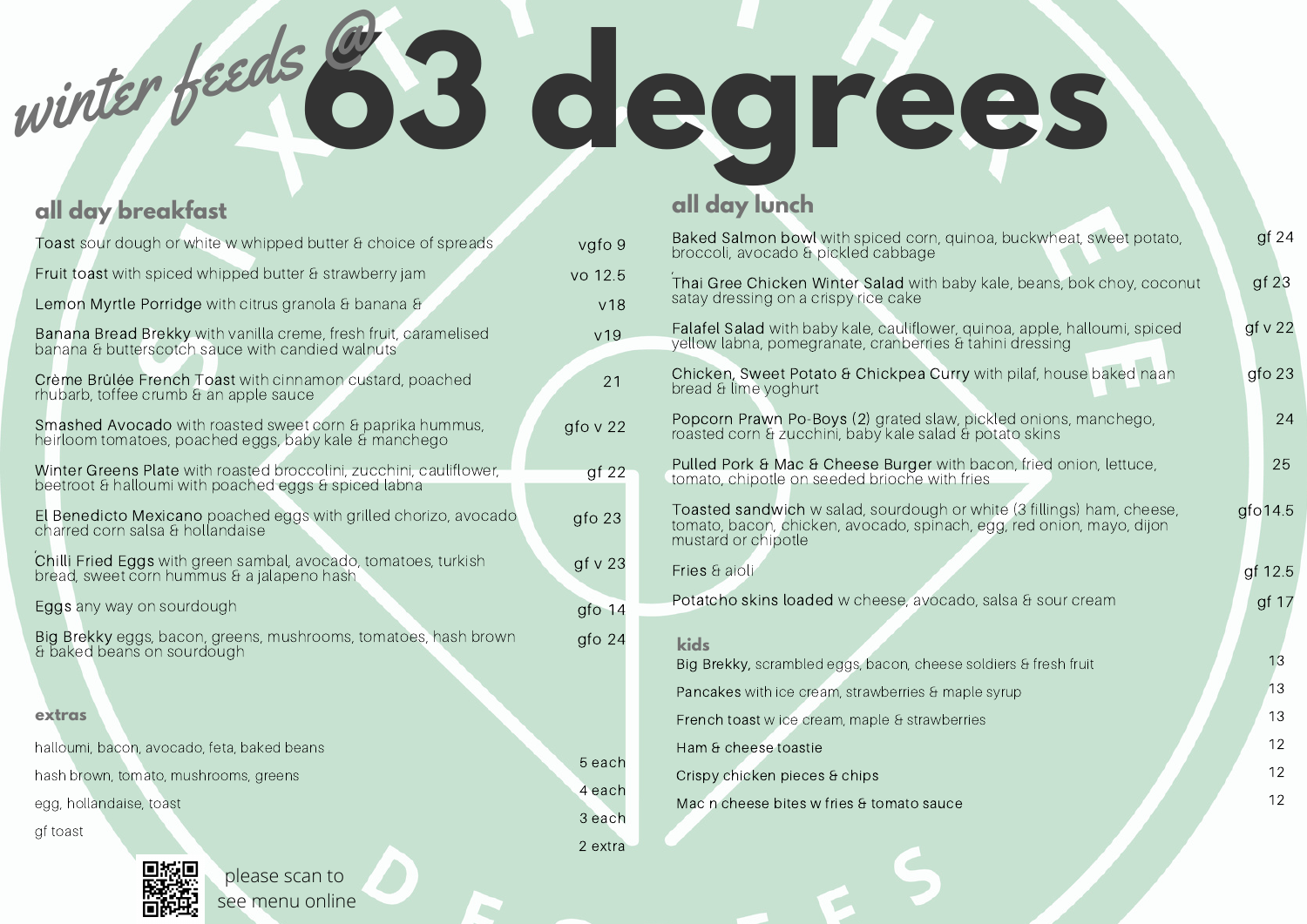# *winter feeds @* 63 degrees

## all day breakfast

| Item | Price |
|---|---|
| **Toast** sour dough or white w whipped butter & choice of spreads | vgfo 9 |
| **Fruit toast** with spiced whipped butter & strawberry jam | vo 12.5 |
| **Lemon Myrtle Porridge** with citrus granola & banana & | v18 |
| **Banana Bread Brekky** with vanilla creme, fresh fruit, caramelised banana & butterscotch sauce with candied walnuts | v19 |
| **Crème Brûlée French Toast** with cinnamon custard, poached rhubarb, toffee crumb & an apple sauce | 21 |
| **Smashed Avocado** with roasted sweet corn & paprika hummus, heirloom tomatoes, poached eggs, baby kale & manchego | gfo v 22 |
| **Winter Greens Plate** with roasted broccolini, zucchini, cauliflower, beetroot & halloumi with poached eggs & spiced labna | gf 22 |
| **El Benedicto Mexicano** poached eggs with grilled chorizo, avocado charred corn salsa & hollandaise | gfo 23 |
| **Chilli Fried Eggs** with green sambal, avocado, tomatoes, turkish bread, sweet corn hummus & a jalapeno hash | gf v 23 |
| **Eggs** any way on sourdough | gfo 14 |
| **Big Brekky** eggs, bacon, greens, mushrooms, tomatoes, hash brown & baked beans on sourdough | gfo 24 |

### extras

| Item | Price |
|---|---|
| halloumi, bacon, avocado, feta, baked beans | 5 each |
| hash brown, tomato, mushrooms, greens | 4 each |
| egg, hollandaise, toast | 3 each |
| gf toast | 2 extra |

please scan to see menu online

## all day lunch

| Item | Price |
|---|---|
| **Baked Salmon bowl** with spiced corn, quinoa, buckwheat, sweet potato, broccoli, avocado & pickled cabbage | gf 24 |
| **Thai Gree Chicken Winter Salad** with baby kale, beans, bok choy, coconut satay dressing on a crispy rice cake | gf 23 |
| **Falafel Salad** with baby kale, cauliflower, quinoa, apple, halloumi, spiced yellow labna, pomegranate, cranberries & tahini dressing | gf v 22 |
| **Chicken, Sweet Potato & Chickpea Curry** with pilaf, house baked naan bread & lime yoghurt | gfo 23 |
| **Popcorn Prawn Po-Boys (2)** grated slaw, pickled onions, manchego, roasted corn & zucchini, baby kale salad & potato skins | 24 |
| **Pulled Pork & Mac & Cheese Burger** with bacon, fried onion, lettuce, tomato, chipotle on seeded brioche with fries | 25 |
| **Toasted sandwich** w salad, sourdough or white (3 fillings) ham, cheese, tomato, bacon, chicken, avocado, spinach, egg, red onion, mayo, dijon mustard or chipotle | gfo14.5 |
| **Fries** & aioli | gf 12.5 |
| **Potatcho skins loaded** w cheese, avocado, salsa & sour cream | gf 17 |

### kids

| Item | Price |
|---|---|
| **Big Brekky,** scrambled eggs, bacon, cheese soldiers & fresh fruit | 13 |
| **Pancakes** with ice cream, strawberries & maple syrup | 13 |
| **French toast** w ice cream, maple & strawberries | 13 |
| **Ham & cheese toastie** | 12 |
| **Crispy chicken pieces & chips** | 12 |
| **Mac n cheese bites** w fries & tomato sauce | 12 |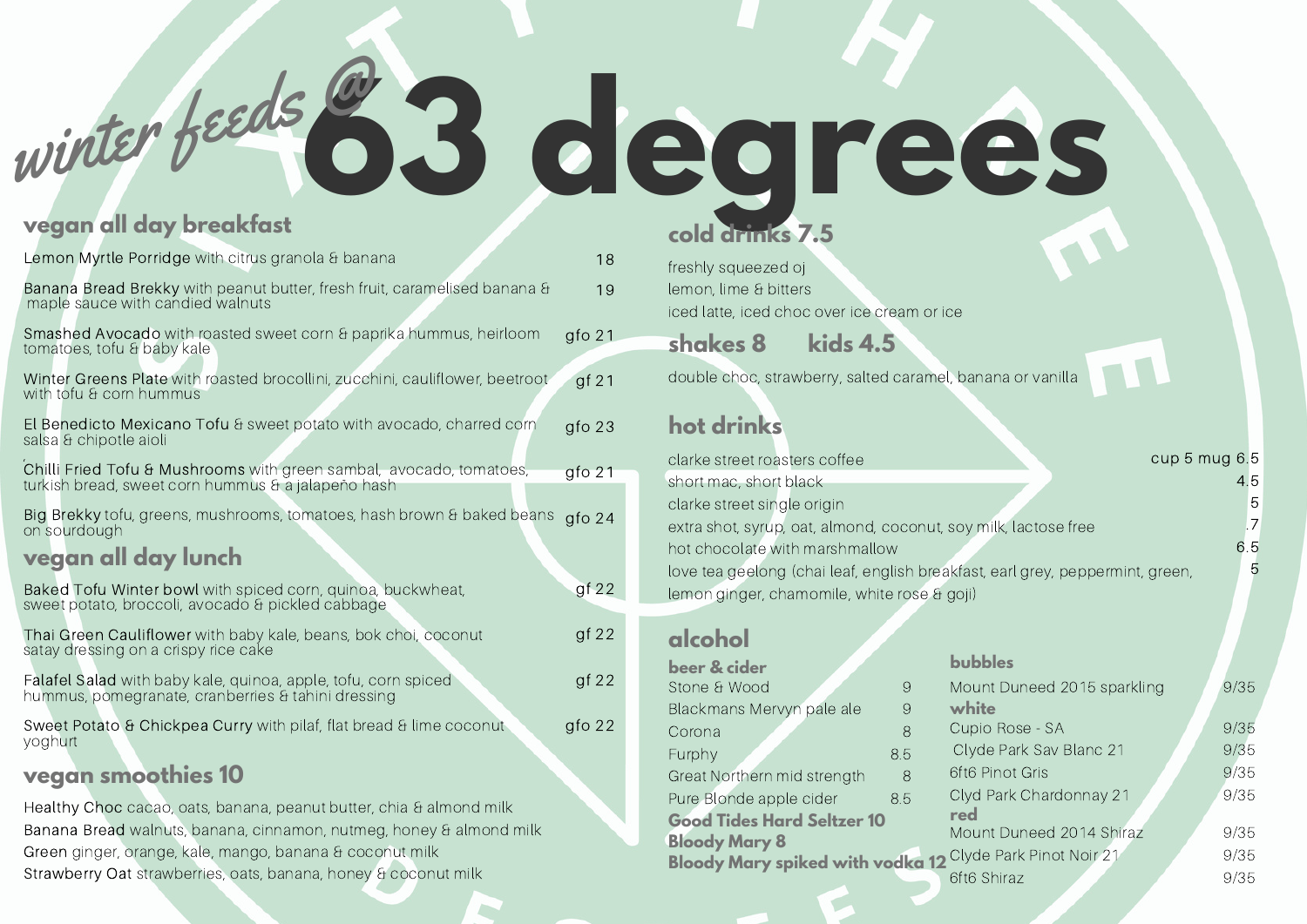*winter feeds @*

# 63 degrees

## vegan all day breakfast

| | |
|---|---|
| Lemon Myrtle Porridge with citrus granola & banana | 18 |
| Banana Bread Brekky with peanut butter, fresh fruit, caramelised banana & maple sauce with candied walnuts | 19 |
| Smashed Avocado with roasted sweet corn & paprika hummus, heirloom tomatoes, tofu & baby kale | gfo 21 |
| Winter Greens Plate with roasted brocollini, zucchini, cauliflower, beetroot with tofu & corn hummus | gf 21 |
| El Benedicto Mexicano Tofu & sweet potato with avocado, charred corn salsa & chipotle aioli | gfo 23 |
| Chilli Fried Tofu & Mushrooms with green sambal, avocado, tomatoes, turkish bread, sweet corn hummus & a jalapeño hash | gfo 21 |
| Big Brekky tofu, greens, mushrooms, tomatoes, hash brown & baked beans on sourdough | gfo 24 |

## vegan all day lunch

| | |
|---|---|
| Baked Tofu Winter bowl with spiced corn, quinoa, buckwheat, sweet potato, broccoli, avocado & pickled cabbage | gf 22 |
| Thai Green Cauliflower with baby kale, beans, bok choi, coconut satay dressing on a crispy rice cake | gf 22 |
| Falafel Salad with baby kale, quinoa, apple, tofu, corn spiced hummus, pomegranate, cranberries & tahini dressing | gf 22 |
| Sweet Potato & Chickpea Curry with pilaf, flat bread & lime coconut yoghurt | gfo 22 |

## vegan smoothies 10

- Healthy Choc cacao, oats, banana, peanut butter, chia & almond milk
- Banana Bread walnuts, banana, cinnamon, nutmeg, honey & almond milk
- Green ginger, orange, kale, mango, banana & coconut milk
- Strawberry Oat strawberries, oats, banana, honey & coconut milk

## cold drinks 7.5

- freshly squeezed oj
- lemon, lime & bitters
- iced latte, iced choc over ice cream or ice

## shakes 8 kids 4.5

double choc, strawberry, salted caramel, banana or vanilla

## hot drinks

| | |
|---|---|
| clarke street roasters coffee | cup 5 mug 6.5 |
| short mac, short black | 4.5 |
| clarke street single origin | 5 |
| extra shot, syrup, oat, almond, coconut, soy milk, lactose free | .7 |
| hot chocolate with marshmallow | 6.5 |
| love tea geelong (chai leaf, english breakfast, earl grey, peppermint, green, lemon ginger, chamomile, white rose & goji) | 5 |

## alcohol

### beer & cider

| | |
|---|---|
| Stone & Wood | 9 |
| Blackmans Mervyn pale ale | 9 |
| Corona | 8 |
| Furphy | 8.5 |
| Great Northern mid strength | 8 |
| Pure Blonde apple cider | 8.5 |

**Good Tides Hard Seltzer 10**

**Bloody Mary 8**

**Bloody Mary spiked with vodka 12**

### bubbles

| | |
|---|---|
| Mount Duneed 2015 sparkling | 9/35 |

### white

| | |
|---|---|
| Cupio Rose - SA | 9/35 |
| Clyde Park Sav Blanc 21 | 9/35 |
| 6ft6 Pinot Gris | 9/35 |
| Clyd Park Chardonnay 21 | 9/35 |

### red

| | |
|---|---|
| Mount Duneed 2014 Shiraz | 9/35 |
| Clyde Park Pinot Noir 21 | 9/35 |
| 6ft6 Shiraz | 9/35 |